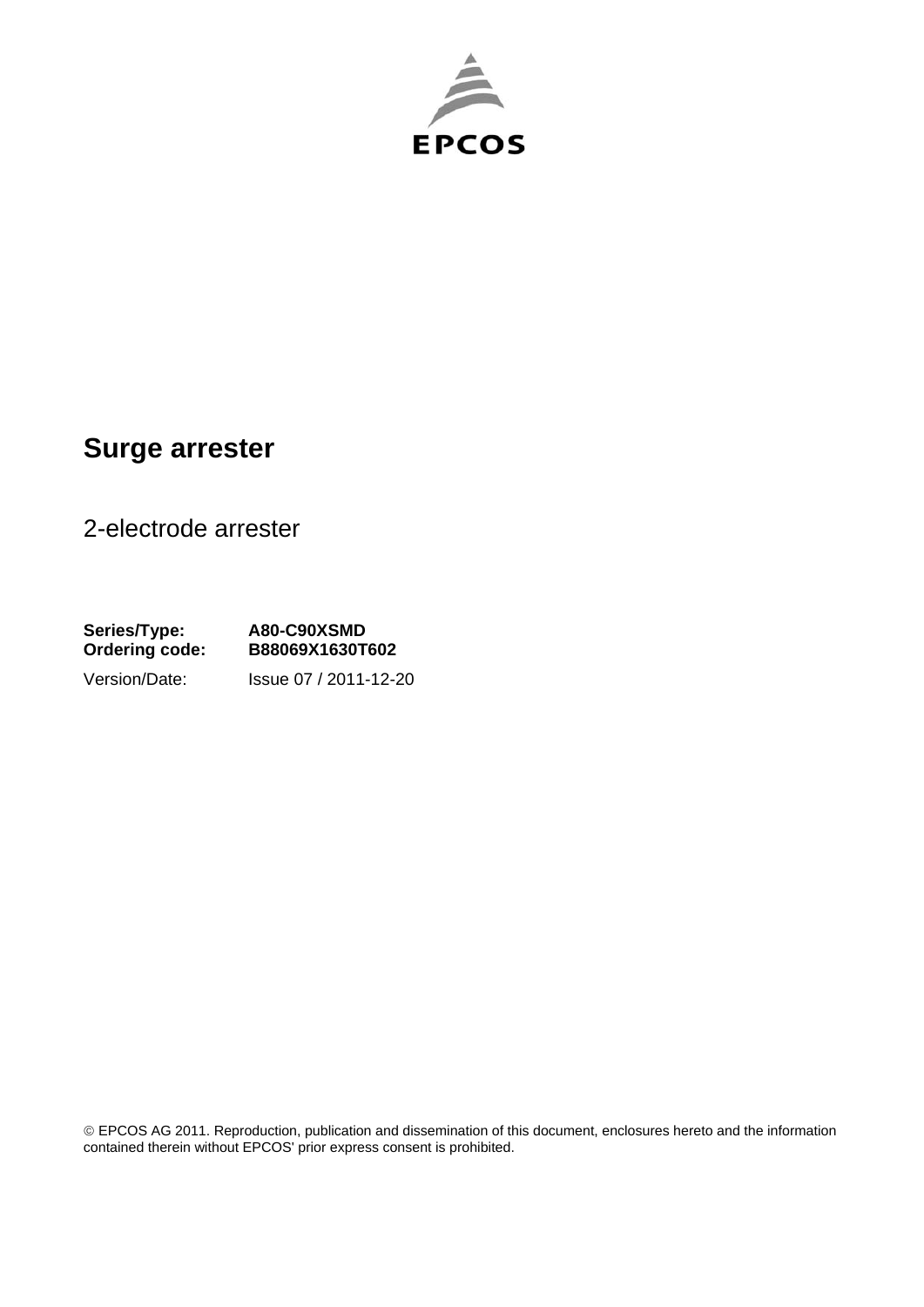EPCOS

# Surge arrester

2-electrode arrester

**Series/Type:** **A80-C90XSMD**
**Ordering code:** **B88069X1630T602**
Version/Date: Issue 07 / 2011-12-20

© EPCOS AG 2011. Reproduction, publication and dissemination of this document, enclosures hereto and the information contained therein without EPCOS' prior express consent is prohibited.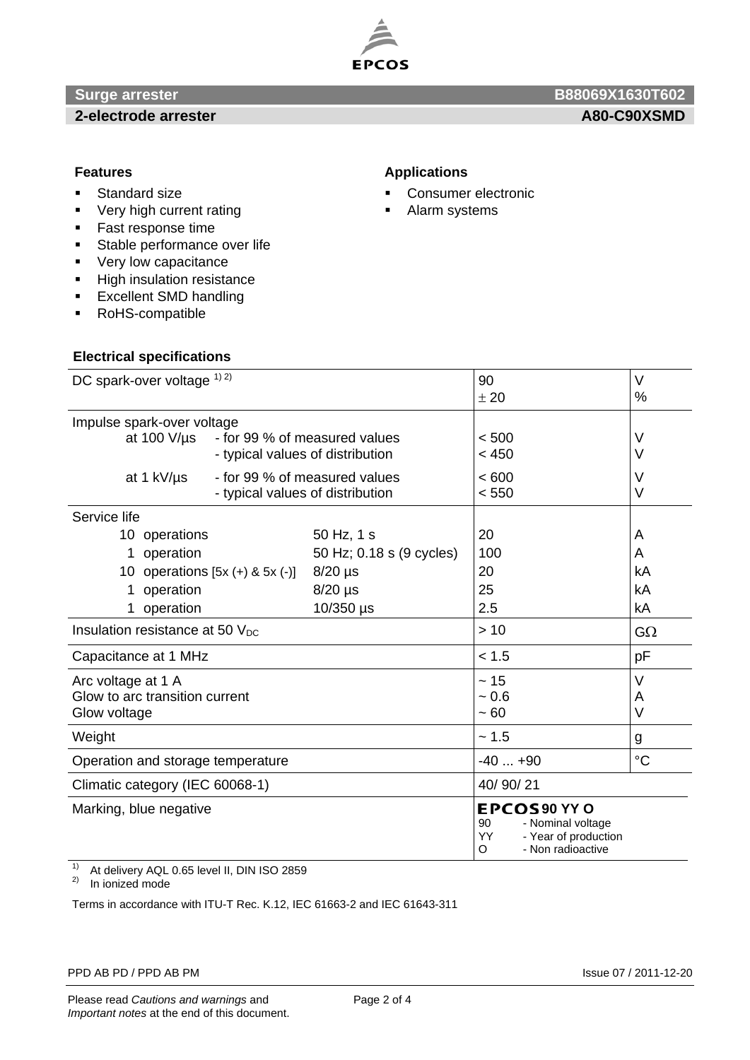**Surge arrester** **B88069X1630T602**

**2-electrode arrester** **A80-C90XSMD**

#### Features

- Standard size
- Very high current rating
- Fast response time
- Stable performance over life
- Very low capacitance
- High insulation resistance
- Excellent SMD handling
- RoHS-compatible

#### Applications

- Consumer electronic
- Alarm systems

#### Electrical specifications

| Parameter | | | Value | Unit |
|---|---|---|---|---|
| DC spark-over voltage [1] [2] | | | 90<br>± 20 | V<br>% |
| Impulse spark-over voltage | | | | |
| at 100 V/µs | - for 99 % of measured values<br>- typical values of distribution | | < 500<br>< 450 | V<br>V |
| at 1 kV/µs | - for 99 % of measured values<br>- typical values of distribution | | < 600<br>< 550 | V<br>V |
| Service life | | | | |
| 10 operations | | 50 Hz, 1 s | 20 | A |
| 1 operation | | 50 Hz; 0.18 s (9 cycles) | 100 | A |
| 10 operations [5x (+) & 5x (-)] | | 8/20 µs | 20 | kA |
| 1 operation | | 8/20 µs | 25 | kA |
| 1 operation | | 10/350 µs | 2.5 | kA |
| Insulation resistance at 50 $V_{DC}$ | | | > 10 | GΩ |
| Capacitance at 1 MHz | | | < 1.5 | pF |
| Arc voltage at 1 A<br>Glow to arc transition current<br>Glow voltage | | | ~ 15<br>~ 0.6<br>~ 60 | V<br>A<br>V |
| Weight | | | ~ 1.5 | g |
| Operation and storage temperature | | | -40 ... +90 | °C |
| Climatic category (IEC 60068-1) | | | 40/ 90/ 21 | |
| Marking, blue negative | | | EPCOS 90 YY O<br>90 - Nominal voltage<br>YY - Year of production<br>O - Non radioactive | |

[1] At delivery AQL 0.65 level II, DIN ISO 2859
[2] In ionized mode

Terms in accordance with ITU-T Rec. K.12, IEC 61663-2 and IEC 61643-311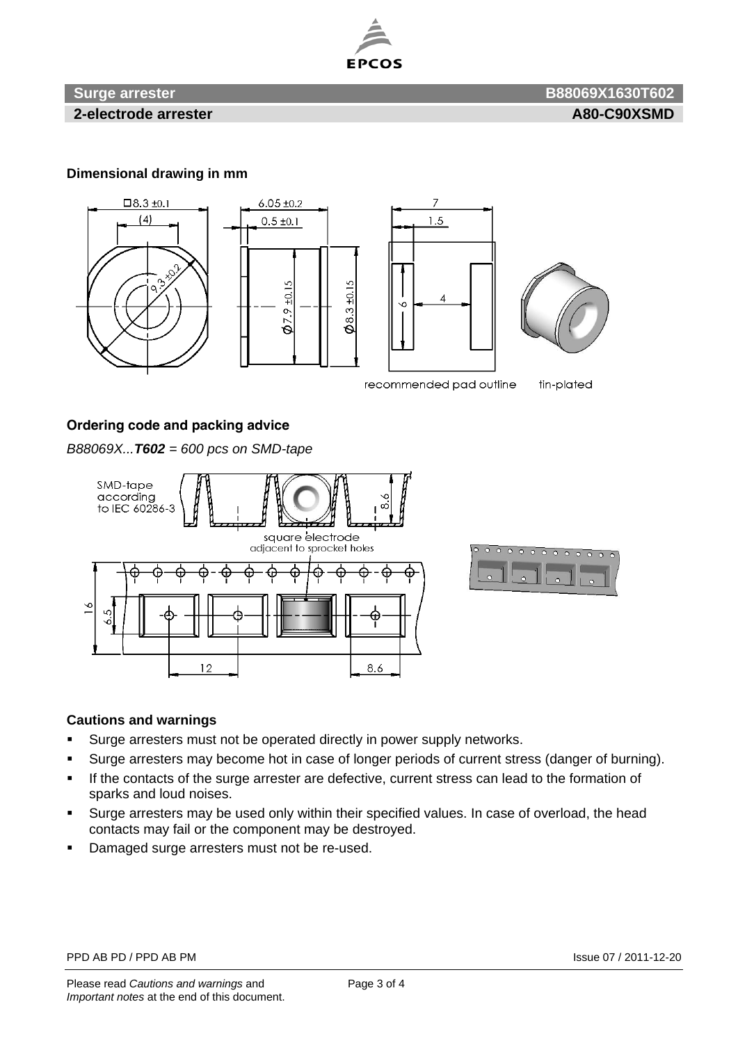**Surge arrester** **B88069X1630T602**

**2-electrode arrester** **A80-C90XSMD**

### Dimensional drawing in mm

### Ordering code and packing advice

*B88069X...**T602** = 600 pcs on SMD-tape*

### Cautions and warnings

- Surge arresters must not be operated directly in power supply networks.
- Surge arresters may become hot in case of longer periods of current stress (danger of burning).
- If the contacts of the surge arrester are defective, current stress can lead to the formation of sparks and loud noises.
- Surge arresters may be used only within their specified values. In case of overload, the head contacts may fail or the component may be destroyed.
- Damaged surge arresters must not be re-used.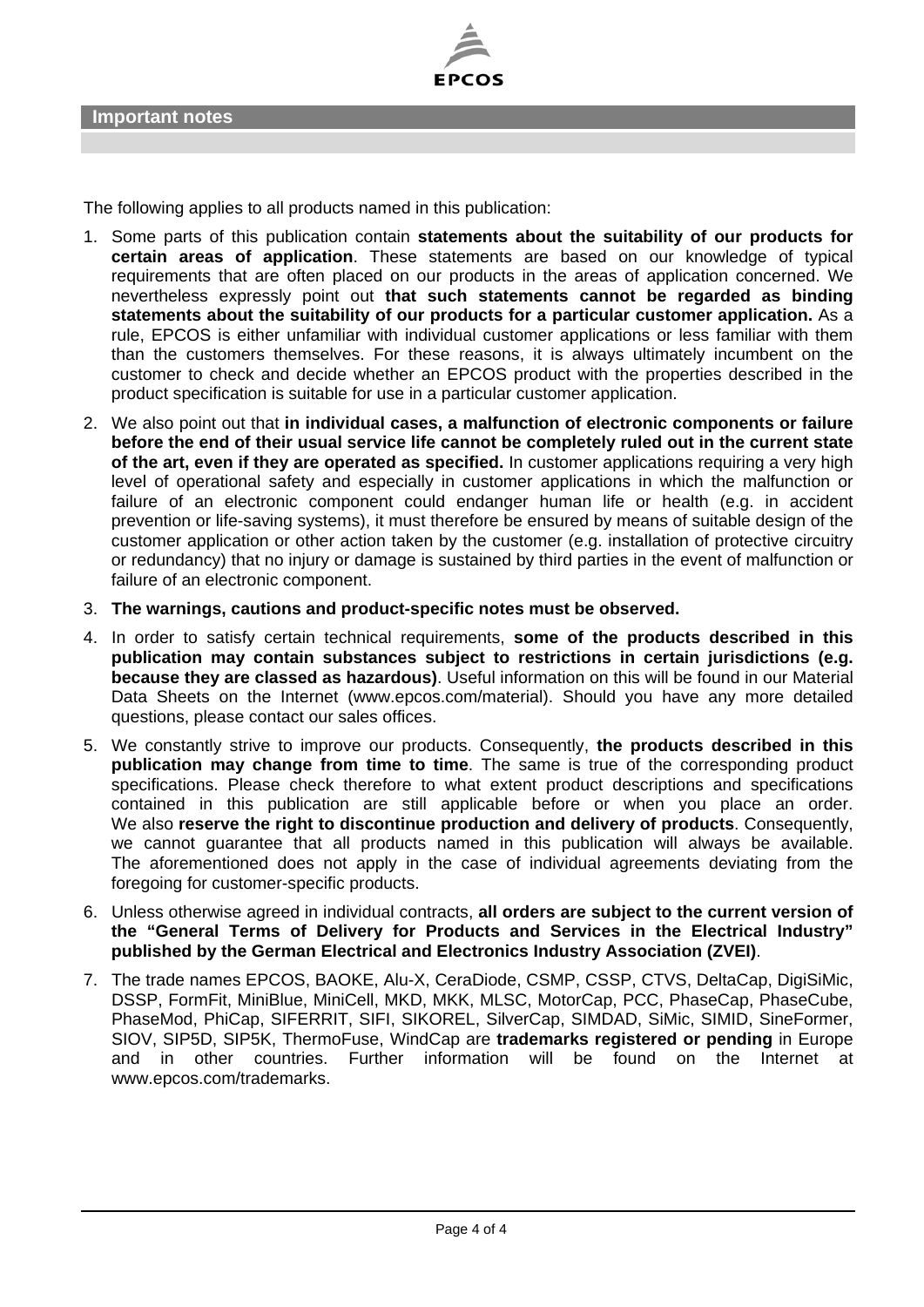## Important notes

The following applies to all products named in this publication:

1. Some parts of this publication contain **statements about the suitability of our products for certain areas of application**. These statements are based on our knowledge of typical requirements that are often placed on our products in the areas of application concerned. We nevertheless expressly point out **that such statements cannot be regarded as binding statements about the suitability of our products for a particular customer application.** As a rule, EPCOS is either unfamiliar with individual customer applications or less familiar with them than the customers themselves. For these reasons, it is always ultimately incumbent on the customer to check and decide whether an EPCOS product with the properties described in the product specification is suitable for use in a particular customer application.
2. We also point out that **in individual cases, a malfunction of electronic components or failure before the end of their usual service life cannot be completely ruled out in the current state of the art, even if they are operated as specified.** In customer applications requiring a very high level of operational safety and especially in customer applications in which the malfunction or failure of an electronic component could endanger human life or health (e.g. in accident prevention or life-saving systems), it must therefore be ensured by means of suitable design of the customer application or other action taken by the customer (e.g. installation of protective circuitry or redundancy) that no injury or damage is sustained by third parties in the event of malfunction or failure of an electronic component.
3. **The warnings, cautions and product-specific notes must be observed.**
4. In order to satisfy certain technical requirements, **some of the products described in this publication may contain substances subject to restrictions in certain jurisdictions (e.g. because they are classed as hazardous)**. Useful information on this will be found in our Material Data Sheets on the Internet (www.epcos.com/material). Should you have any more detailed questions, please contact our sales offices.
5. We constantly strive to improve our products. Consequently, **the products described in this publication may change from time to time**. The same is true of the corresponding product specifications. Please check therefore to what extent product descriptions and specifications contained in this publication are still applicable before or when you place an order. We also **reserve the right to discontinue production and delivery of products**. Consequently, we cannot guarantee that all products named in this publication will always be available. The aforementioned does not apply in the case of individual agreements deviating from the foregoing for customer-specific products.
6. Unless otherwise agreed in individual contracts, **all orders are subject to the current version of the "General Terms of Delivery for Products and Services in the Electrical Industry" published by the German Electrical and Electronics Industry Association (ZVEI)**.
7. The trade names EPCOS, BAOKE, Alu-X, CeraDiode, CSMP, CSSP, CTVS, DeltaCap, DigiSiMic, DSSP, FormFit, MiniBlue, MiniCell, MKD, MKK, MLSC, MotorCap, PCC, PhaseCap, PhaseCube, PhaseMod, PhiCap, SIFERRIT, SIFI, SIKOREL, SilverCap, SIMDAD, SiMic, SIMID, SineFormer, SIOV, SIP5D, SIP5K, ThermoFuse, WindCap are **trademarks registered or pending** in Europe and in other countries. Further information will be found on the Internet at www.epcos.com/trademarks.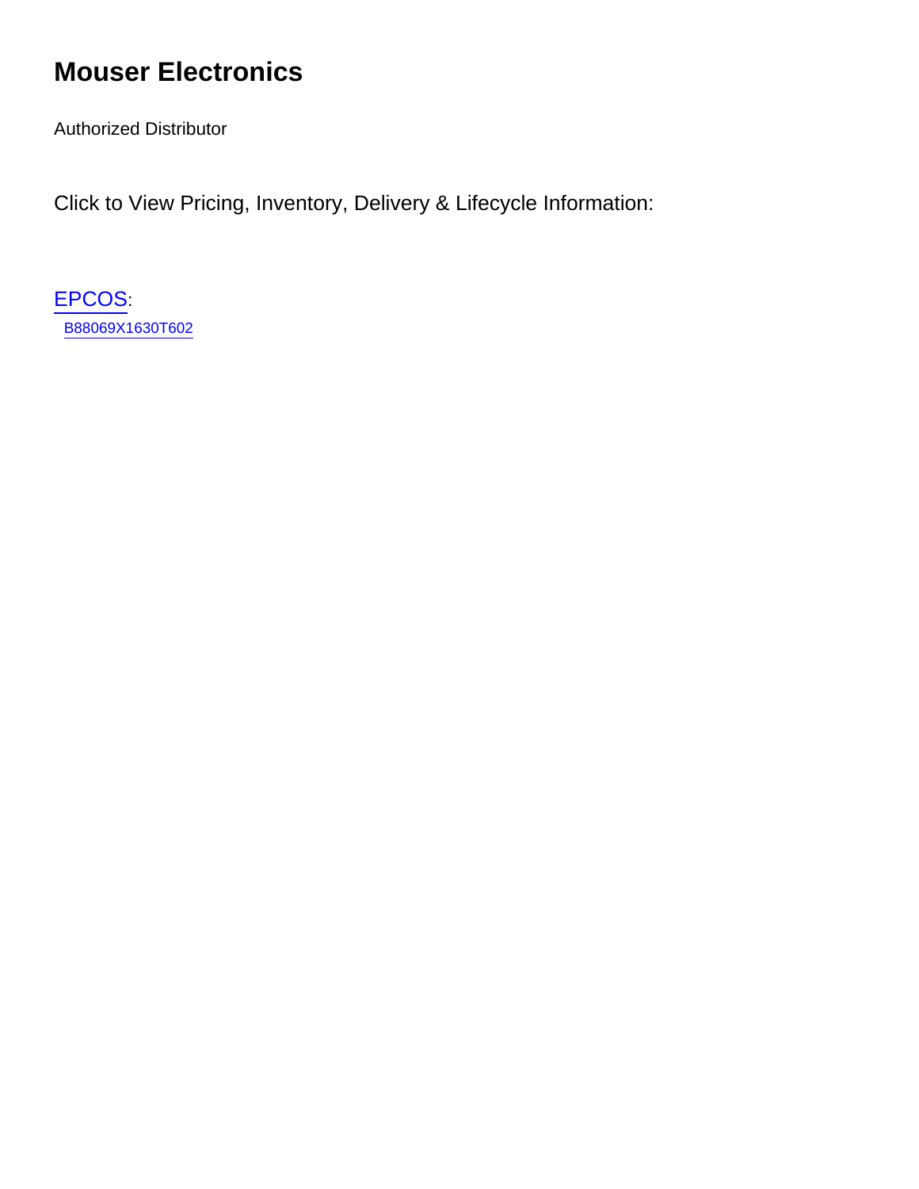# Mouser Electronics

Authorized Distributor

Click to View Pricing, Inventory, Delivery & Lifecycle Information:

EPCOS:

B88069X1630T602